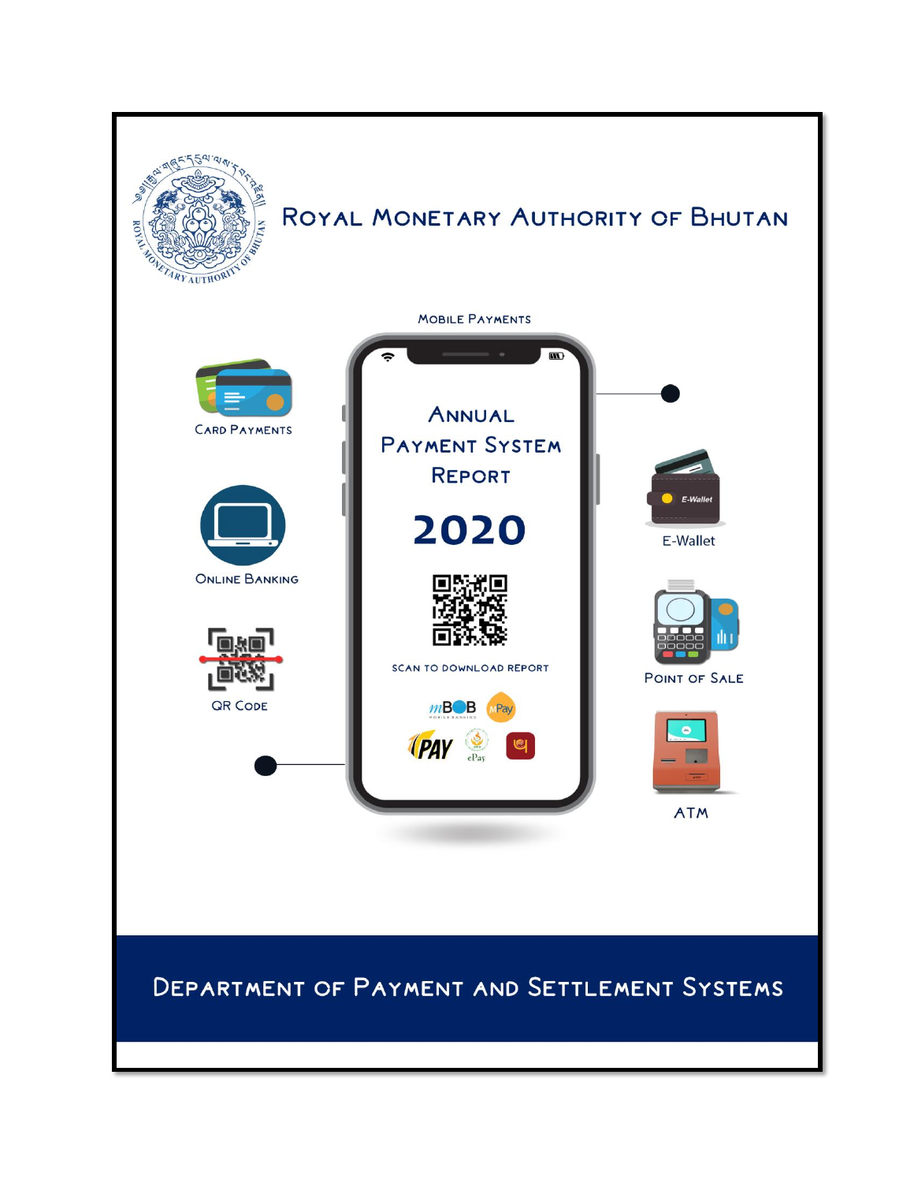# Royal Monetary Authority of Bhutan

Mobile Payments

Card Payments

Online Banking

QR Code

# Annual Payment System Report

# 2020

Scan to download report

E-Wallet

Point of Sale

ATM

## Department of Payment and Settlement Systems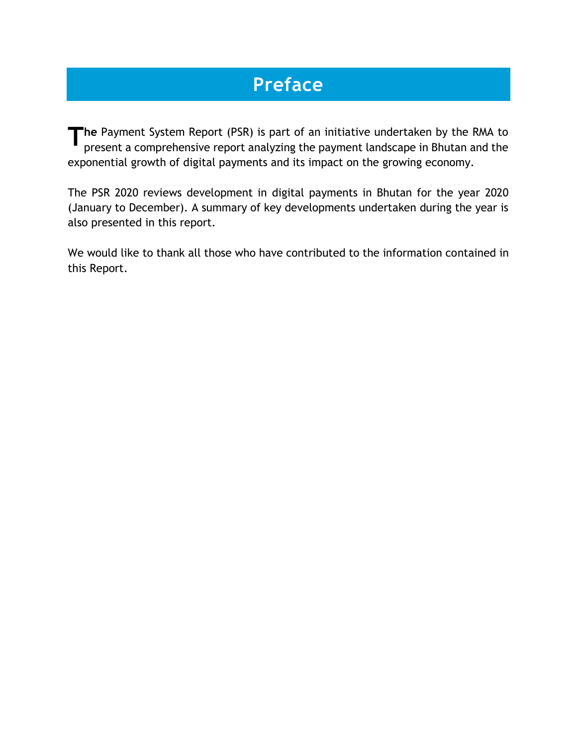# Preface

**The** Payment System Report (PSR) is part of an initiative undertaken by the RMA to present a comprehensive report analyzing the payment landscape in Bhutan and the exponential growth of digital payments and its impact on the growing economy.

The PSR 2020 reviews development in digital payments in Bhutan for the year 2020 (January to December). A summary of key developments undertaken during the year is also presented in this report.

We would like to thank all those who have contributed to the information contained in this Report.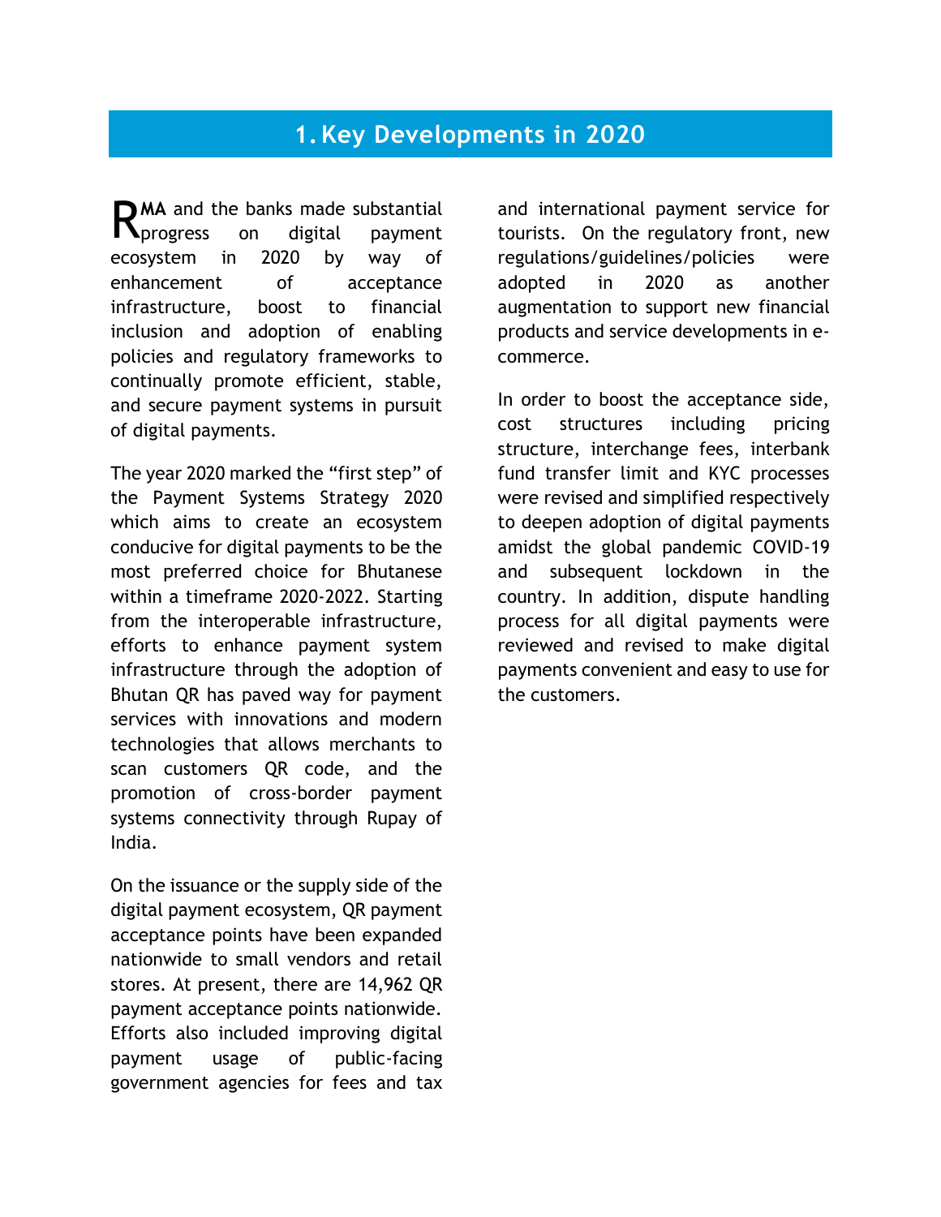# 1. Key Developments in 2020

RMA and the banks made substantial progress on digital payment ecosystem in 2020 by way of enhancement of acceptance infrastructure, boost to financial inclusion and adoption of enabling policies and regulatory frameworks to continually promote efficient, stable, and secure payment systems in pursuit of digital payments.

The year 2020 marked the "first step" of the Payment Systems Strategy 2020 which aims to create an ecosystem conducive for digital payments to be the most preferred choice for Bhutanese within a timeframe 2020-2022. Starting from the interoperable infrastructure, efforts to enhance payment system infrastructure through the adoption of Bhutan QR has paved way for payment services with innovations and modern technologies that allows merchants to scan customers QR code, and the promotion of cross-border payment systems connectivity through Rupay of India.

On the issuance or the supply side of the digital payment ecosystem, QR payment acceptance points have been expanded nationwide to small vendors and retail stores. At present, there are 14,962 QR payment acceptance points nationwide. Efforts also included improving digital payment usage of public-facing government agencies for fees and tax and international payment service for tourists. On the regulatory front, new regulations/guidelines/policies were adopted in 2020 as another augmentation to support new financial products and service developments in e-commerce.

In order to boost the acceptance side, cost structures including pricing structure, interchange fees, interbank fund transfer limit and KYC processes were revised and simplified respectively to deepen adoption of digital payments amidst the global pandemic COVID-19 and subsequent lockdown in the country. In addition, dispute handling process for all digital payments were reviewed and revised to make digital payments convenient and easy to use for the customers.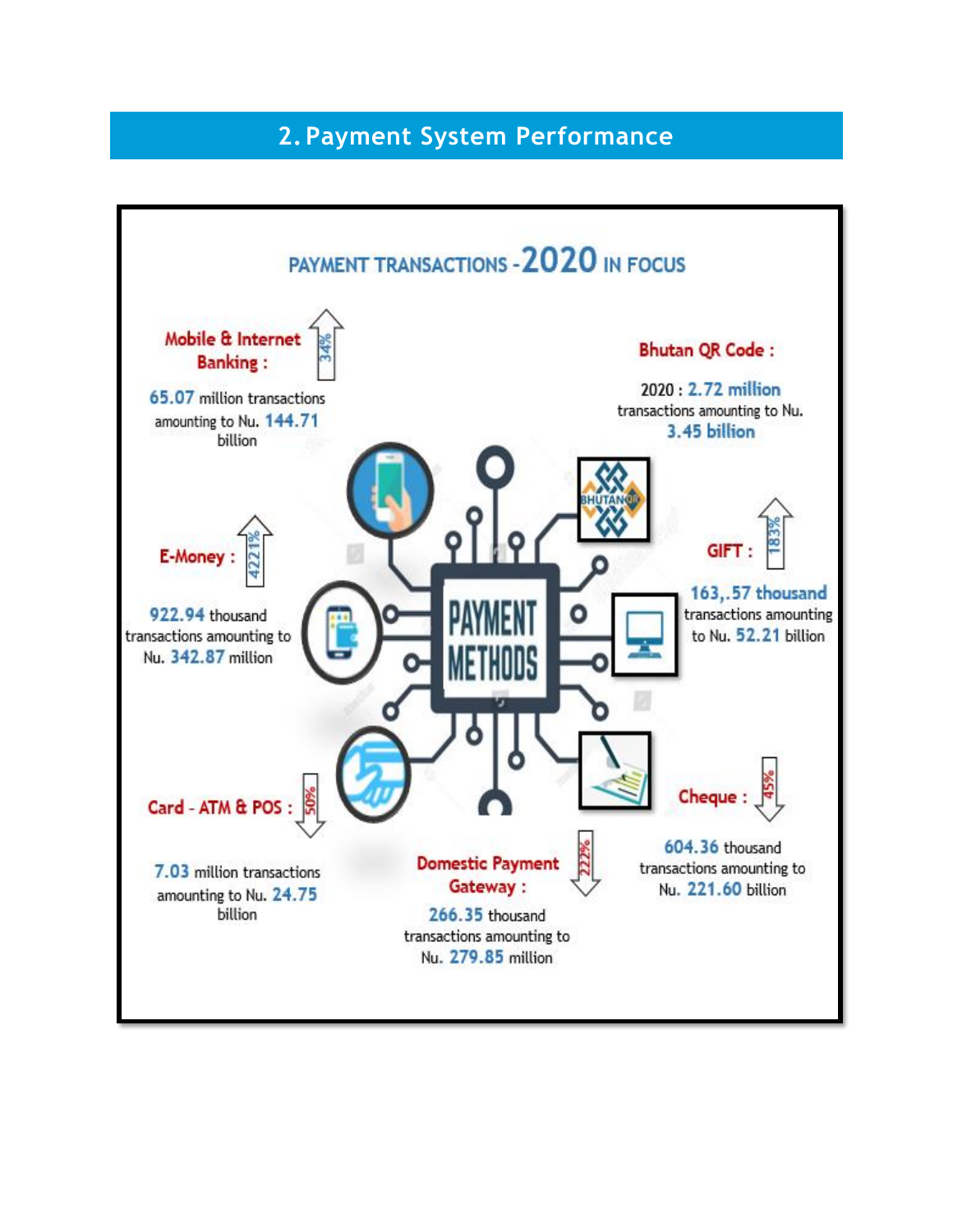## 2. Payment System Performance

### PAYMENT TRANSACTIONS - 2020 IN FOCUS

**Mobile & Internet Banking :** ↑ 34%

65.07 million transactions amounting to Nu. 144.71 billion

**Bhutan QR Code :**

2020 : 2.72 million transactions amounting to Nu. 3.45 billion

**E-Money :** ↑ 4221%

922.94 thousand transactions amounting to Nu. 342.87 million

**GIFT :** ↑ 183%

163,.57 thousand transactions amounting to Nu. 52.21 billion

PAYMENT METHODS

**Card - ATM & POS :** ↓ 50%

7.03 million transactions amounting to Nu. 24.75 billion

**Domestic Payment Gateway :** ↓ 222%

266.35 thousand transactions amounting to Nu. 279.85 million

**Cheque :** ↓ 45%

604.36 thousand transactions amounting to Nu. 221.60 billion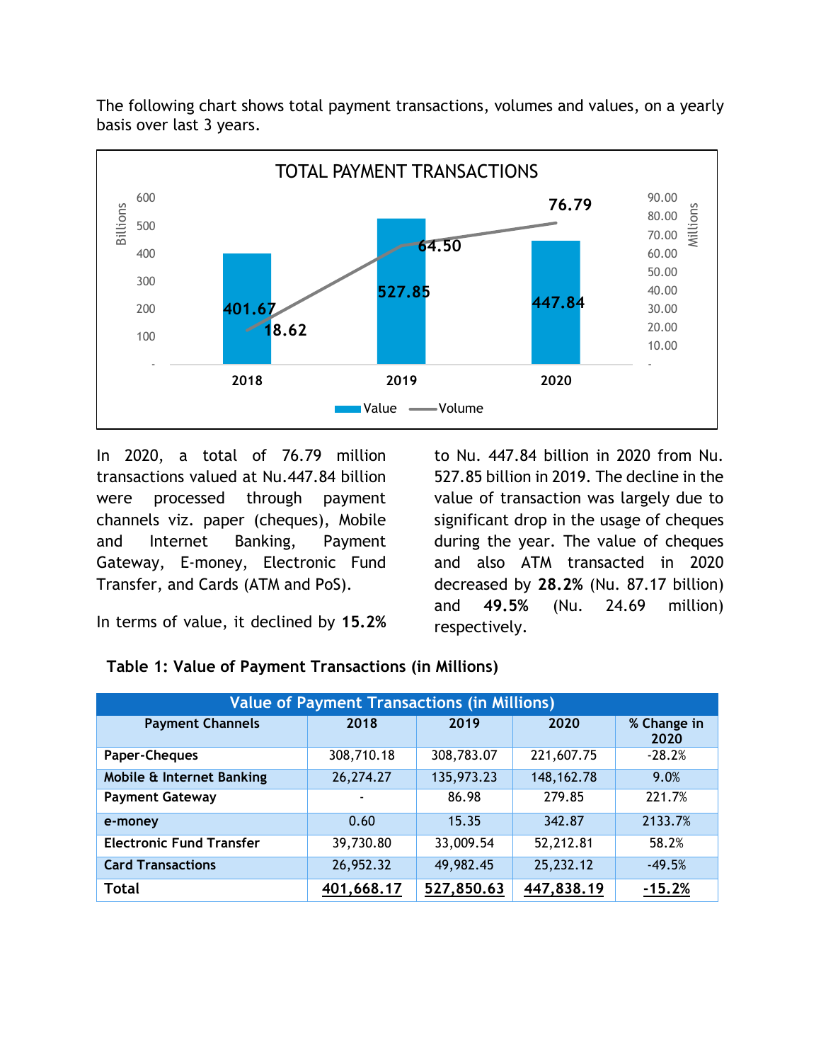The following chart shows total payment transactions, volumes and values, on a yearly basis over last 3 years.

TOTAL PAYMENT TRANSACTIONS

| Year | Value (Billions) | Volume (Millions) |
|---|---|---|
| 2018 | 401.67 | 18.62 |
| 2019 | 527.85 | 64.50 |
| 2020 | 447.84 | 76.79 |

In 2020, a total of 76.79 million transactions valued at Nu.447.84 billion were processed through payment channels viz. paper (cheques), Mobile and Internet Banking, Payment Gateway, E-money, Electronic Fund Transfer, and Cards (ATM and PoS).

In terms of value, it declined by **15.2%** to Nu. 447.84 billion in 2020 from Nu. 527.85 billion in 2019. The decline in the value of transaction was largely due to significant drop in the usage of cheques during the year. The value of cheques and also ATM transacted in 2020 decreased by **28.2%** (Nu. 87.17 billion) and **49.5%** (Nu. 24.69 million) respectively.

**Table 1: Value of Payment Transactions (in Millions)**

| Payment Channels | 2018 | 2019 | 2020 | % Change in 2020 |
|---|---|---|---|---|
| **Paper-Cheques** | 308,710.18 | 308,783.07 | 221,607.75 | -28.2% |
| **Mobile & Internet Banking** | 26,274.27 | 135,973.23 | 148,162.78 | 9.0% |
| **Payment Gateway** | - | 86.98 | 279.85 | 221.7% |
| **e-money** | 0.60 | 15.35 | 342.87 | 2133.7% |
| **Electronic Fund Transfer** | 39,730.80 | 33,009.54 | 52,212.81 | 58.2% |
| **Card Transactions** | 26,952.32 | 49,982.45 | 25,232.12 | -49.5% |
| **Total** | **401,668.17** | **527,850.63** | **447,838.19** | **-15.2%** |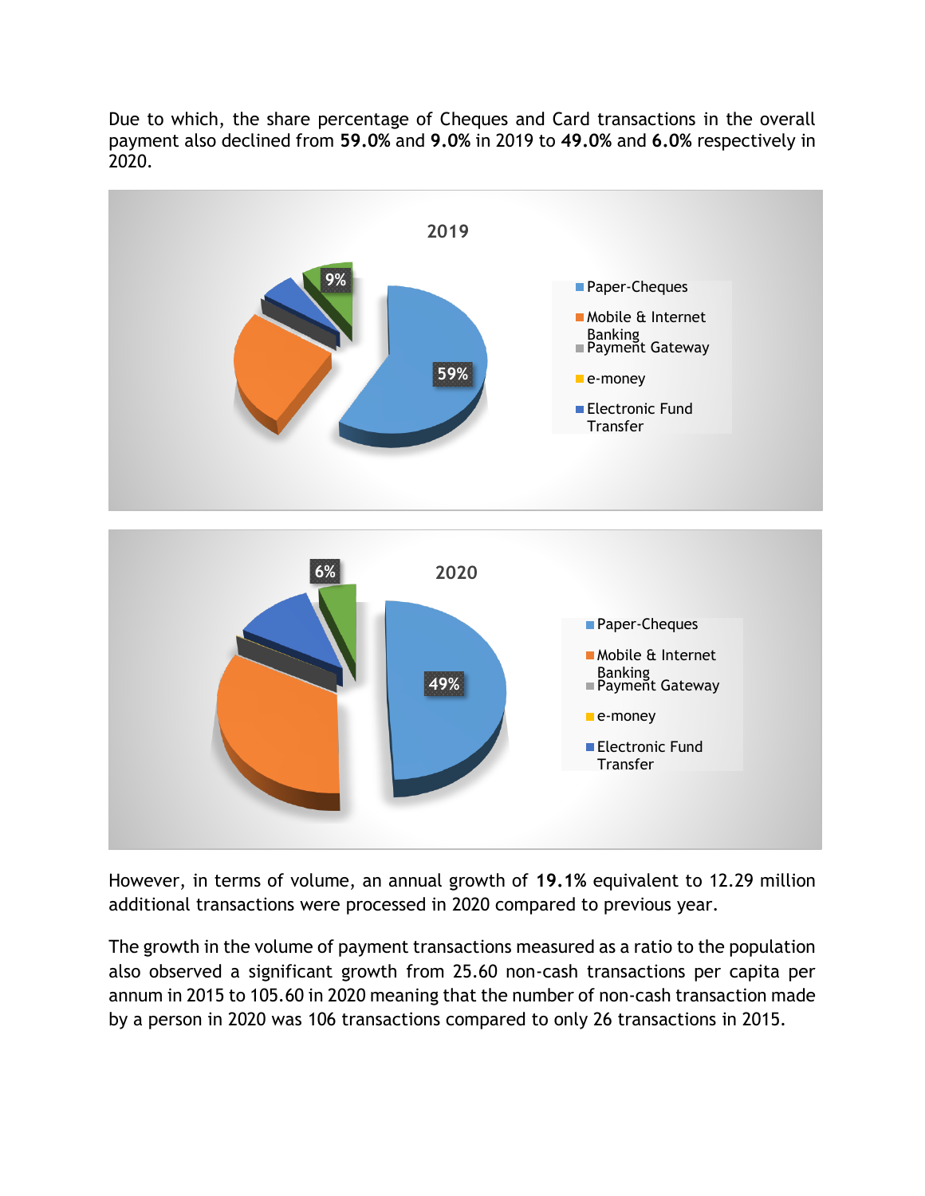Due to which, the share percentage of Cheques and Card transactions in the overall payment also declined from **59.0%** and **9.0%** in 2019 to **49.0%** and **6.0%** respectively in 2020.

However, in terms of volume, an annual growth of **19.1%** equivalent to 12.29 million additional transactions were processed in 2020 compared to previous year.

The growth in the volume of payment transactions measured as a ratio to the population also observed a significant growth from 25.60 non-cash transactions per capita per annum in 2015 to 105.60 in 2020 meaning that the number of non-cash transaction made by a person in 2020 was 106 transactions compared to only 26 transactions in 2015.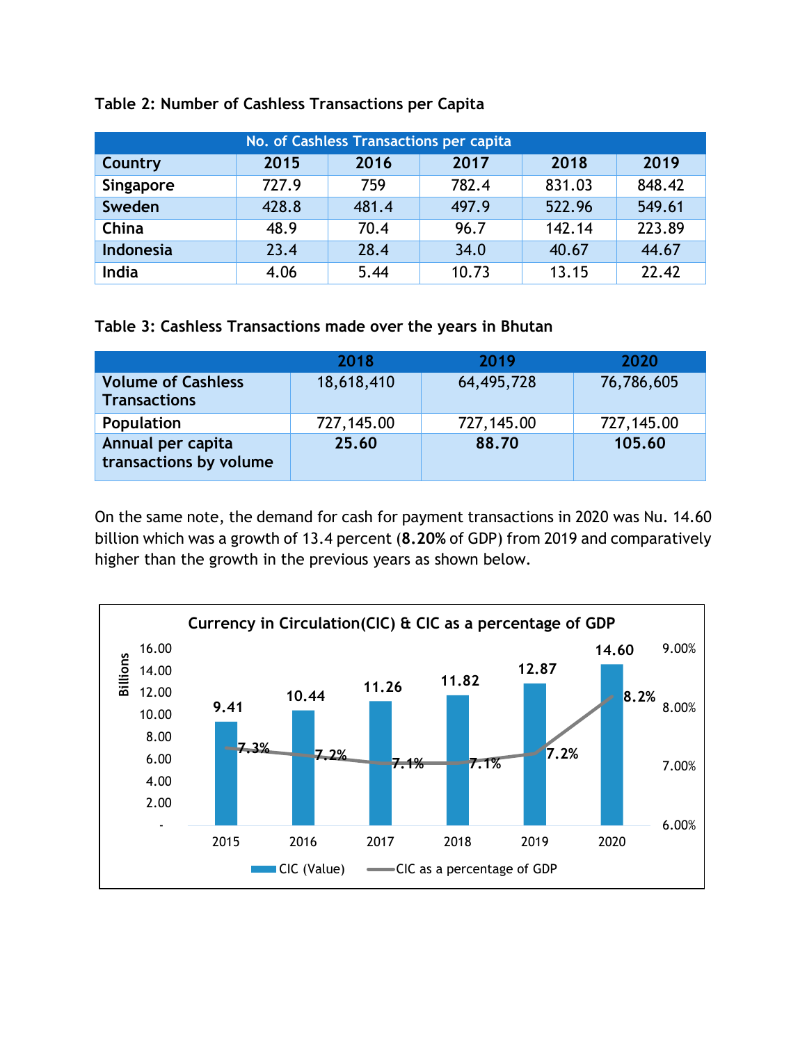**Table 2: Number of Cashless Transactions per Capita**

| No. of Cashless Transactions per capita | | | | | |
|---|---|---|---|---|---|
| **Country** | **2015** | **2016** | **2017** | **2018** | **2019** |
| **Singapore** | 727.9 | 759 | 782.4 | 831.03 | 848.42 |
| **Sweden** | 428.8 | 481.4 | 497.9 | 522.96 | 549.61 |
| **China** | 48.9 | 70.4 | 96.7 | 142.14 | 223.89 |
| **Indonesia** | 23.4 | 28.4 | 34.0 | 40.67 | 44.67 |
| **India** | 4.06 | 5.44 | 10.73 | 13.15 | 22.42 |

**Table 3: Cashless Transactions made over the years in Bhutan**

| | **2018** | **2019** | **2020** |
|---|---|---|---|
| **Volume of Cashless Transactions** | 18,618,410 | 64,495,728 | 76,786,605 |
| **Population** | 727,145.00 | 727,145.00 | 727,145.00 |
| **Annual per capita transactions by volume** | **25.60** | **88.70** | **105.60** |

On the same note, the demand for cash for payment transactions in 2020 was Nu. 14.60 billion which was a growth of 13.4 percent (**8.20%** of GDP) from 2019 and comparatively higher than the growth in the previous years as shown below.

**Currency in Circulation(CIC) & CIC as a percentage of GDP**

| | 2015 | 2016 | 2017 | 2018 | 2019 | 2020 |
|---|---|---|---|---|---|---|
| CIC (Value) (Billions) | 9.41 | 10.44 | 11.26 | 11.82 | 12.87 | 14.60 |
| CIC as a percentage of GDP | 7.3% | 7.2% | 7.1% | 7.1% | 7.2% | 8.2% |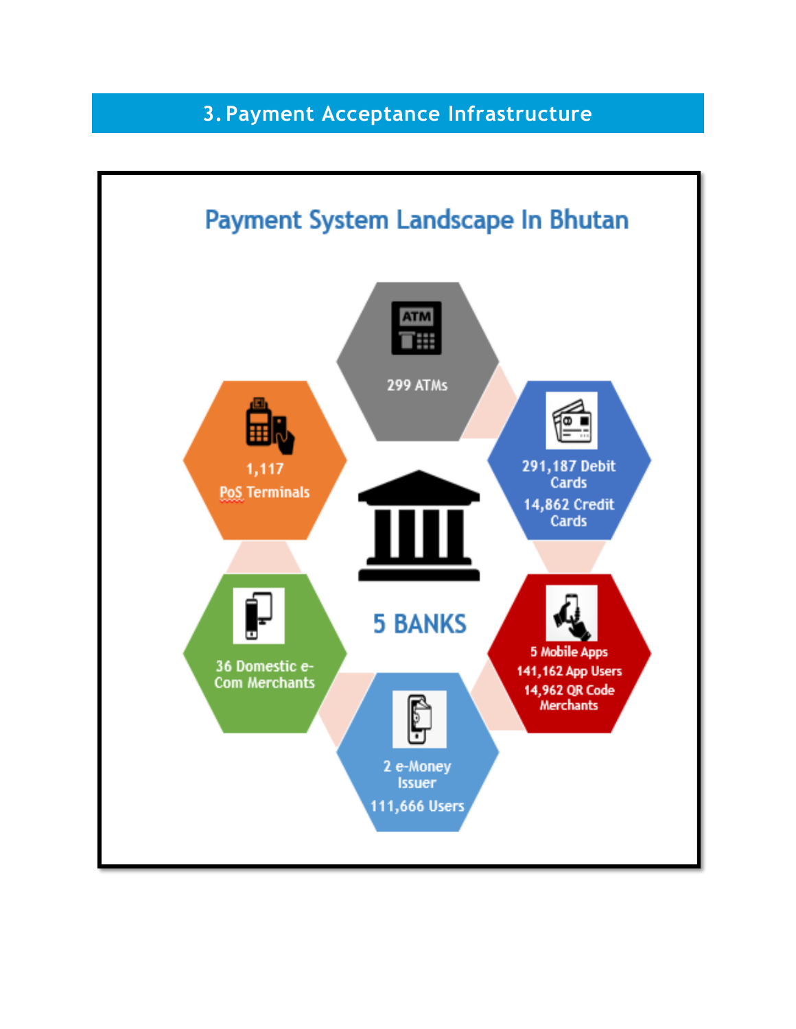## 3. Payment Acceptance Infrastructure

### Payment System Landscape In Bhutan

299 ATMs

291,187 Debit Cards

14,862 Credit Cards

5 Mobile Apps

141,162 App Users

14,962 QR Code Merchants

2 e-Money Issuer

111,666 Users

36 Domestic e-Com Merchants

1,117 PoS Terminals

5 BANKS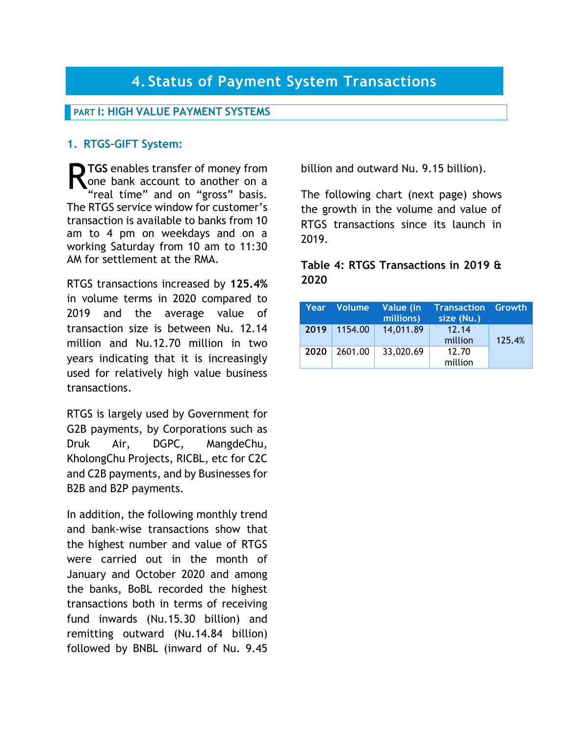# 4. Status of Payment System Transactions

## PART I: HIGH VALUE PAYMENT SYSTEMS

### 1. RTGS-GIFT System:

**RTGS** enables transfer of money from one bank account to another on a "real time" and on "gross" basis. The RTGS service window for customer's transaction is available to banks from 10 am to 4 pm on weekdays and on a working Saturday from 10 am to 11:30 AM for settlement at the RMA.

RTGS transactions increased by **125.4%** in volume terms in 2020 compared to 2019 and the average value of transaction size is between Nu. 12.14 million and Nu.12.70 million in two years indicating that it is increasingly used for relatively high value business transactions.

RTGS is largely used by Government for G2B payments, by Corporations such as Druk Air, DGPC, MangdeChu, KholongChu Projects, RICBL, etc for C2C and C2B payments, and by Businesses for B2B and B2P payments.

In addition, the following monthly trend and bank-wise transactions show that the highest number and value of RTGS were carried out in the month of January and October 2020 and among the banks, BoBL recorded the highest transactions both in terms of receiving fund inwards (Nu.15.30 billion) and remitting outward (Nu.14.84 billion) followed by BNBL (inward of Nu. 9.45 billion and outward Nu. 9.15 billion).

The following chart (next page) shows the growth in the volume and value of RTGS transactions since its launch in 2019.

**Table 4: RTGS Transactions in 2019 & 2020**

| Year | Volume | Value (in millions) | Transaction size (Nu.) | Growth |
|---|---|---|---|---|
| **2019** | 1154.00 | 14,011.89 | 12.14 million | 125.4% |
| **2020** | 2601.00 | 33,020.69 | 12.70 million | |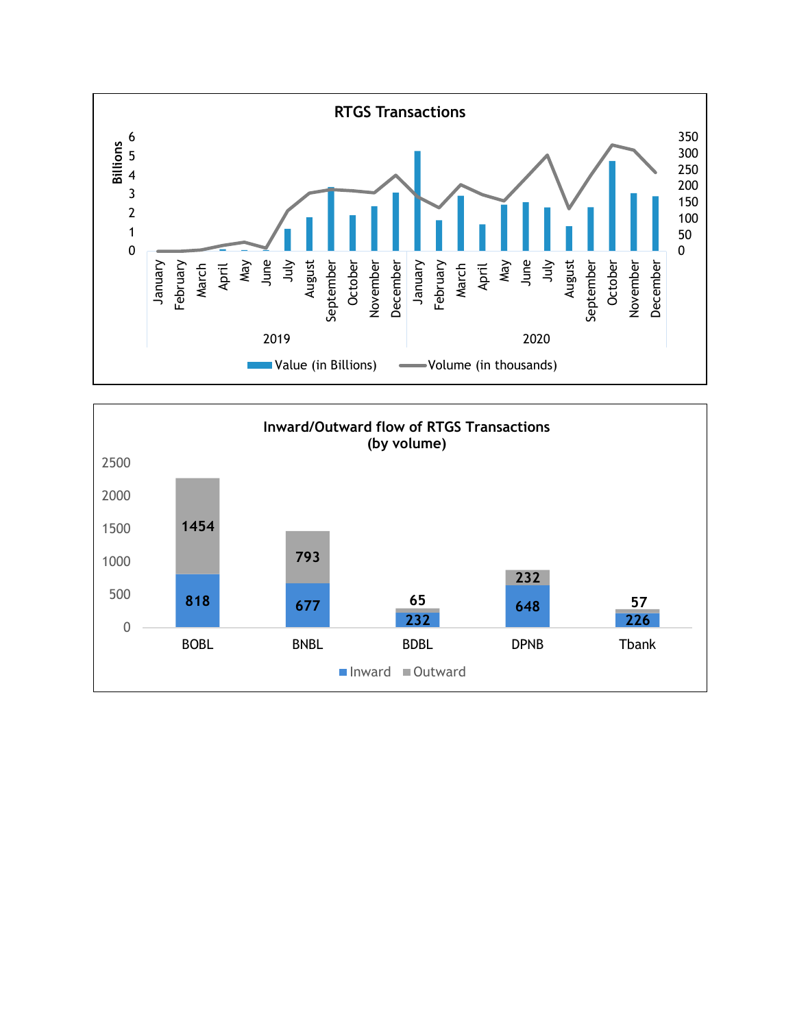**RTGS Transactions**

Billions

Value (in Billions) | Volume (in thousands)

2019: January, February, March, April, May, June, July, August, September, October, November, December

2020: January, February, March, April, May, June, July, August, September, October, November, December

**Inward/Outward flow of RTGS Transactions (by volume)**

| Bank | Inward | Outward |
|---|---|---|
| BOBL | 818 | 1454 |
| BNBL | 677 | 793 |
| BDBL | 232 | 65 |
| DPNB | 648 | 232 |
| Tbank | 226 | 57 |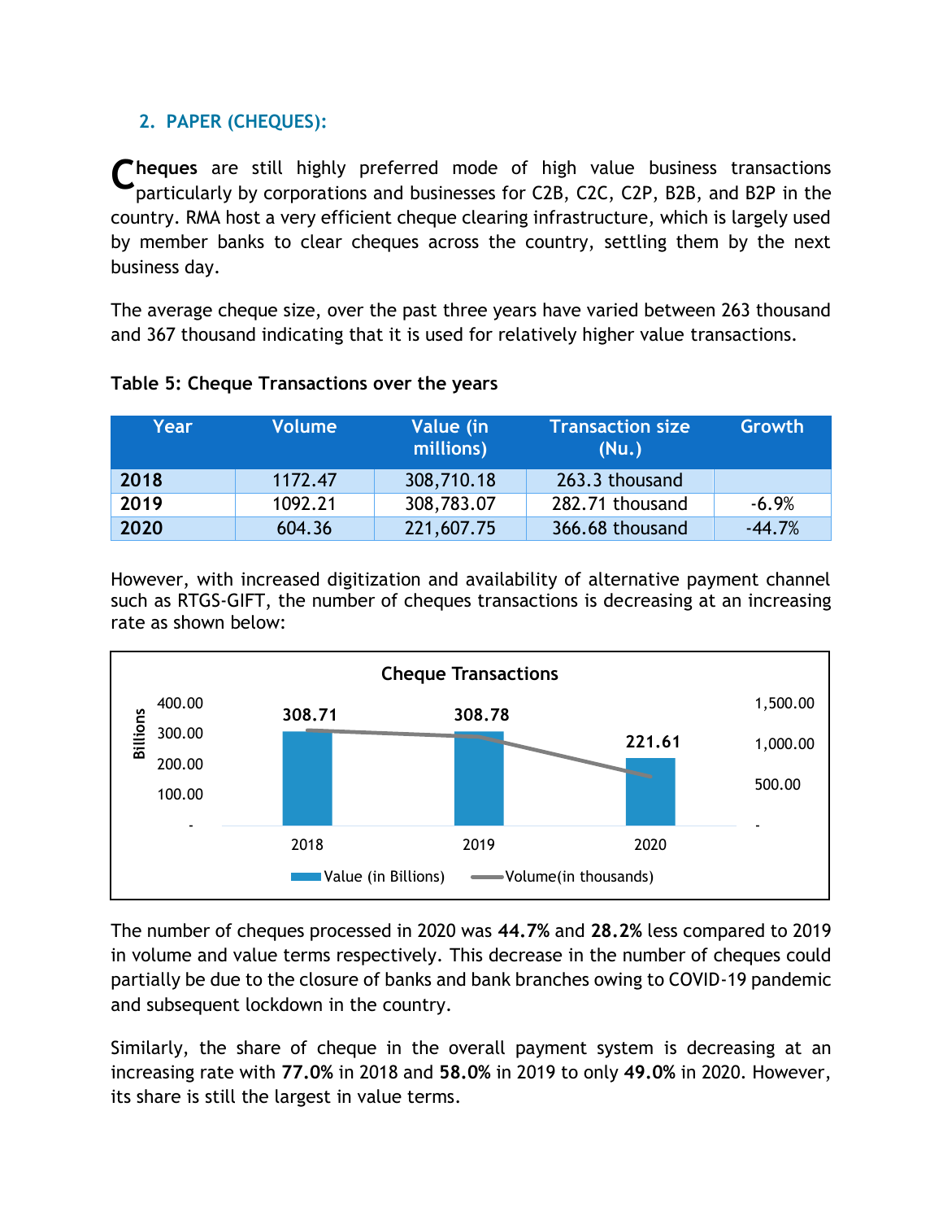## 2. PAPER (CHEQUES):

Cheques are still highly preferred mode of high value business transactions particularly by corporations and businesses for C2B, C2C, C2P, B2B, and B2P in the country. RMA host a very efficient cheque clearing infrastructure, which is largely used by member banks to clear cheques across the country, settling them by the next business day.

The average cheque size, over the past three years have varied between 263 thousand and 367 thousand indicating that it is used for relatively higher value transactions.

**Table 5: Cheque Transactions over the years**

| Year | Volume | Value (in millions) | Transaction size (Nu.) | Growth |
|---|---|---|---|---|
| **2018** | 1172.47 | 308,710.18 | 263.3 thousand | |
| **2019** | 1092.21 | 308,783.07 | 282.71 thousand | -6.9% |
| **2020** | 604.36 | 221,607.75 | 366.68 thousand | -44.7% |

However, with increased digitization and availability of alternative payment channel such as RTGS-GIFT, the number of cheques transactions is decreasing at an increasing rate as shown below:

**Cheque Transactions**

| Year | Value (in Billions) |
|---|---|
| 2018 | 308.71 |
| 2019 | 308.78 |
| 2020 | 221.61 |

Value (in Billions) — Volume(in thousands)

The number of cheques processed in 2020 was **44.7%** and **28.2%** less compared to 2019 in volume and value terms respectively. This decrease in the number of cheques could partially be due to the closure of banks and bank branches owing to COVID-19 pandemic and subsequent lockdown in the country.

Similarly, the share of cheque in the overall payment system is decreasing at an increasing rate with **77.0%** in 2018 and **58.0%** in 2019 to only **49.0%** in 2020. However, its share is still the largest in value terms.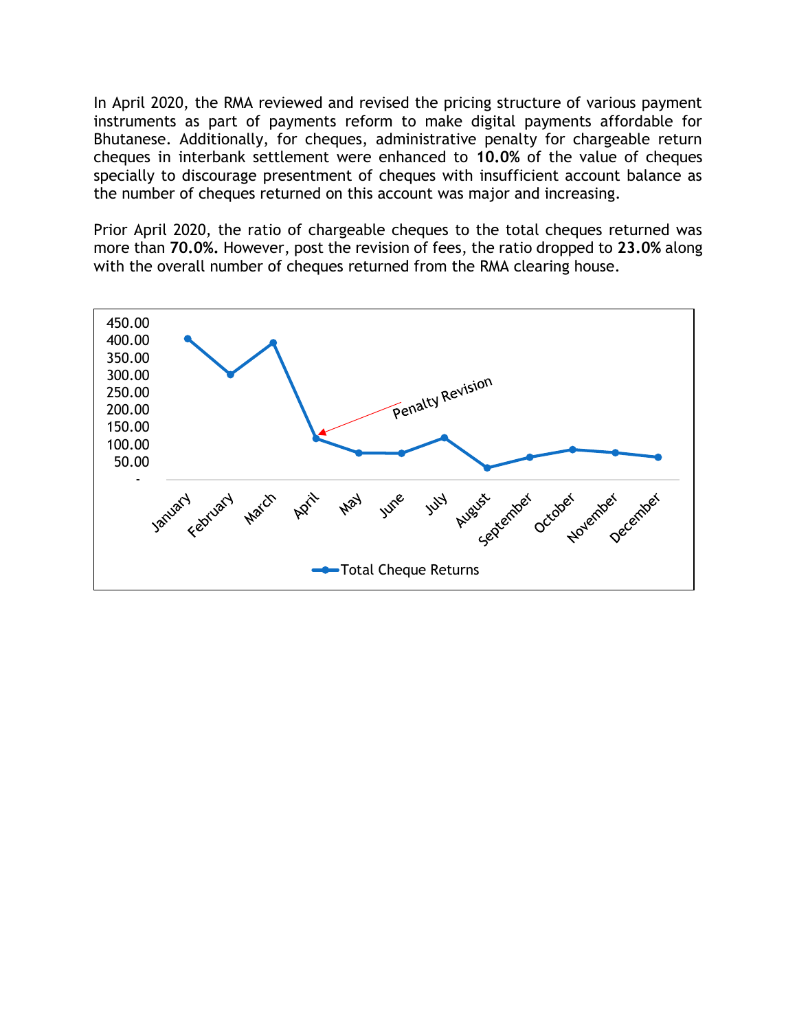In April 2020, the RMA reviewed and revised the pricing structure of various payment instruments as part of payments reform to make digital payments affordable for Bhutanese. Additionally, for cheques, administrative penalty for chargeable return cheques in interbank settlement were enhanced to **10.0%** of the value of cheques specially to discourage presentment of cheques with insufficient account balance as the number of cheques returned on this account was major and increasing.

Prior April 2020, the ratio of chargeable cheques to the total cheques returned was more than **70.0%.** However, post the revision of fees, the ratio dropped to **23.0%** along with the overall number of cheques returned from the RMA clearing house.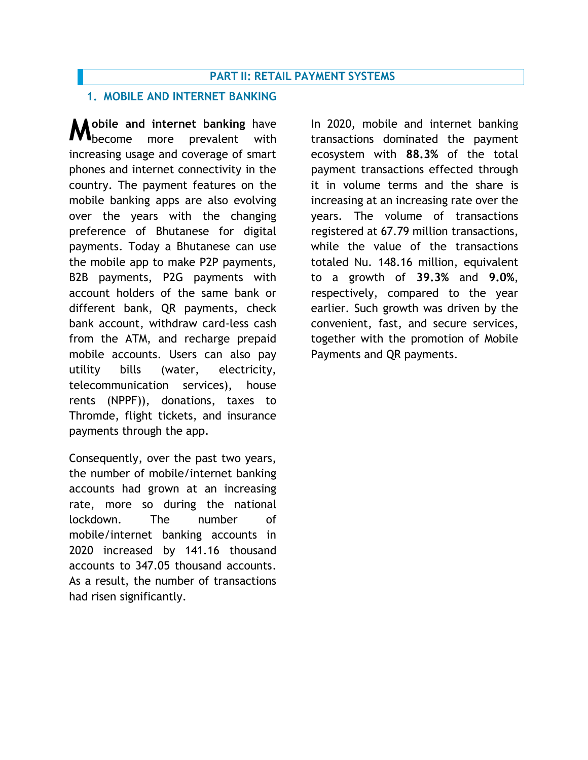# PART II: RETAIL PAYMENT SYSTEMS

## 1. MOBILE AND INTERNET BANKING

**Mobile and internet banking** have become more prevalent with increasing usage and coverage of smart phones and internet connectivity in the country. The payment features on the mobile banking apps are also evolving over the years with the changing preference of Bhutanese for digital payments. Today a Bhutanese can use the mobile app to make P2P payments, B2B payments, P2G payments with account holders of the same bank or different bank, QR payments, check bank account, withdraw card-less cash from the ATM, and recharge prepaid mobile accounts. Users can also pay utility bills (water, electricity, telecommunication services), house rents (NPPF)), donations, taxes to Thromde, flight tickets, and insurance payments through the app.

Consequently, over the past two years, the number of mobile/internet banking accounts had grown at an increasing rate, more so during the national lockdown. The number of mobile/internet banking accounts in 2020 increased by 141.16 thousand accounts to 347.05 thousand accounts. As a result, the number of transactions had risen significantly.

In 2020, mobile and internet banking transactions dominated the payment ecosystem with **88.3%** of the total payment transactions effected through it in volume terms and the share is increasing at an increasing rate over the years. The volume of transactions registered at 67.79 million transactions, while the value of the transactions totaled Nu. 148.16 million, equivalent to a growth of **39.3%** and **9.0%**, respectively, compared to the year earlier. Such growth was driven by the convenient, fast, and secure services, together with the promotion of Mobile Payments and QR payments.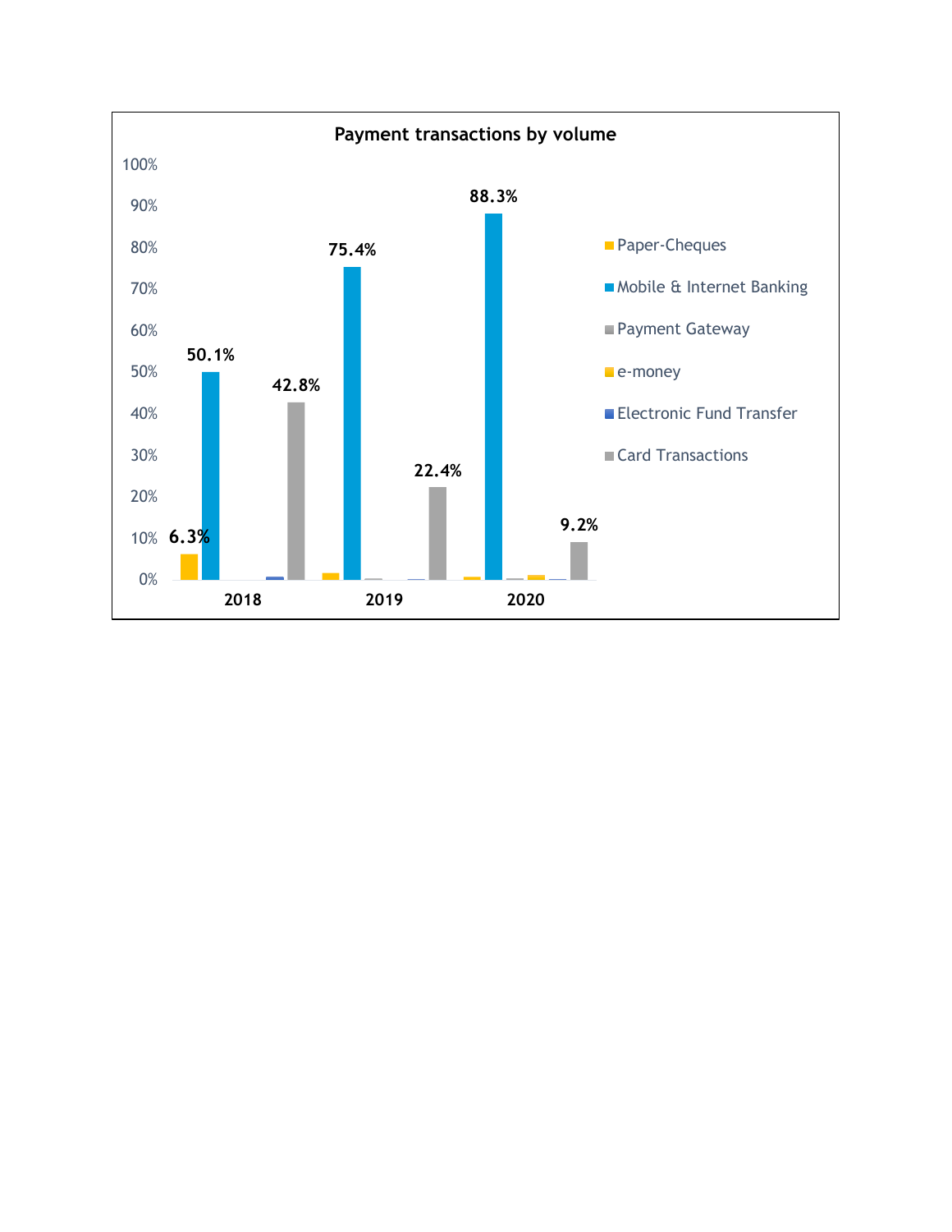**Payment transactions by volume**

| | 2018 | 2019 | 2020 |
|---|---|---|---|
| Paper-Cheques | 6.3% | | |
| Mobile & Internet Banking | 50.1% | 75.4% | 88.3% |
| Payment Gateway | | | |
| e-money | | | |
| Electronic Fund Transfer | | | |
| Card Transactions | 42.8% | 22.4% | 9.2% |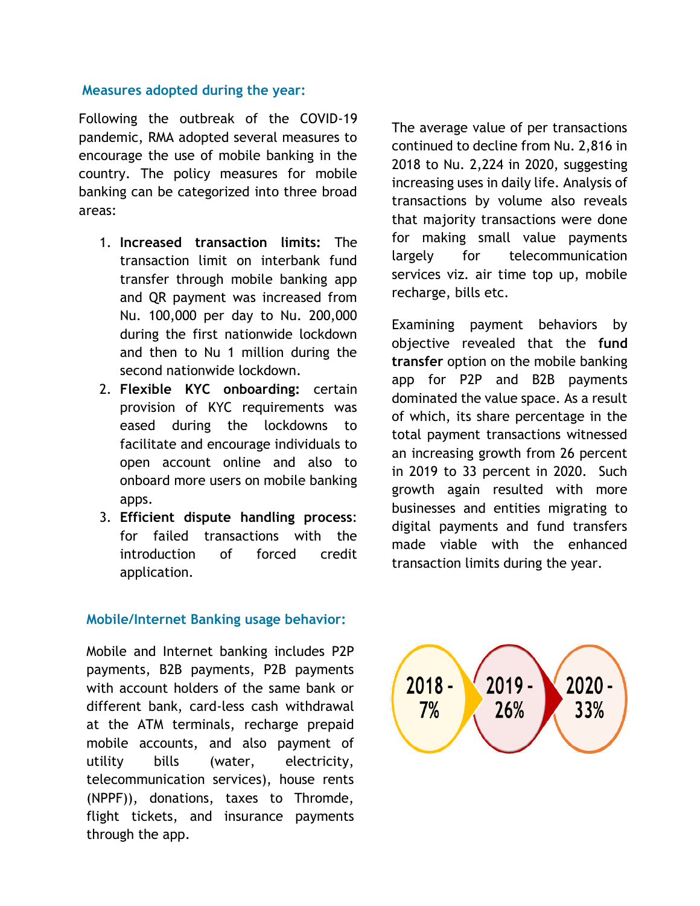### Measures adopted during the year:

Following the outbreak of the COVID-19 pandemic, RMA adopted several measures to encourage the use of mobile banking in the country. The policy measures for mobile banking can be categorized into three broad areas:

1. **Increased transaction limits:** The transaction limit on interbank fund transfer through mobile banking app and QR payment was increased from Nu. 100,000 per day to Nu. 200,000 during the first nationwide lockdown and then to Nu 1 million during the second nationwide lockdown.
2. **Flexible KYC onboarding:** certain provision of KYC requirements was eased during the lockdowns to facilitate and encourage individuals to open account online and also to onboard more users on mobile banking apps.
3. **Efficient dispute handling process**: for failed transactions with the introduction of forced credit application.

### Mobile/Internet Banking usage behavior:

Mobile and Internet banking includes P2P payments, B2B payments, P2B payments with account holders of the same bank or different bank, card-less cash withdrawal at the ATM terminals, recharge prepaid mobile accounts, and also payment of utility bills (water, electricity, telecommunication services), house rents (NPPF)), donations, taxes to Thromde, flight tickets, and insurance payments through the app.

The average value of per transactions continued to decline from Nu. 2,816 in 2018 to Nu. 2,224 in 2020, suggesting increasing uses in daily life. Analysis of transactions by volume also reveals that majority transactions were done for making small value payments largely for telecommunication services viz. air time top up, mobile recharge, bills etc.

Examining payment behaviors by objective revealed that the **fund transfer** option on the mobile banking app for P2P and B2B payments dominated the value space. As a result of which, its share percentage in the total payment transactions witnessed an increasing growth from 26 percent in 2019 to 33 percent in 2020. Such growth again resulted with more businesses and entities migrating to digital payments and fund transfers made viable with the enhanced transaction limits during the year.

2018 - 7%

2019 - 26%

2020 - 33%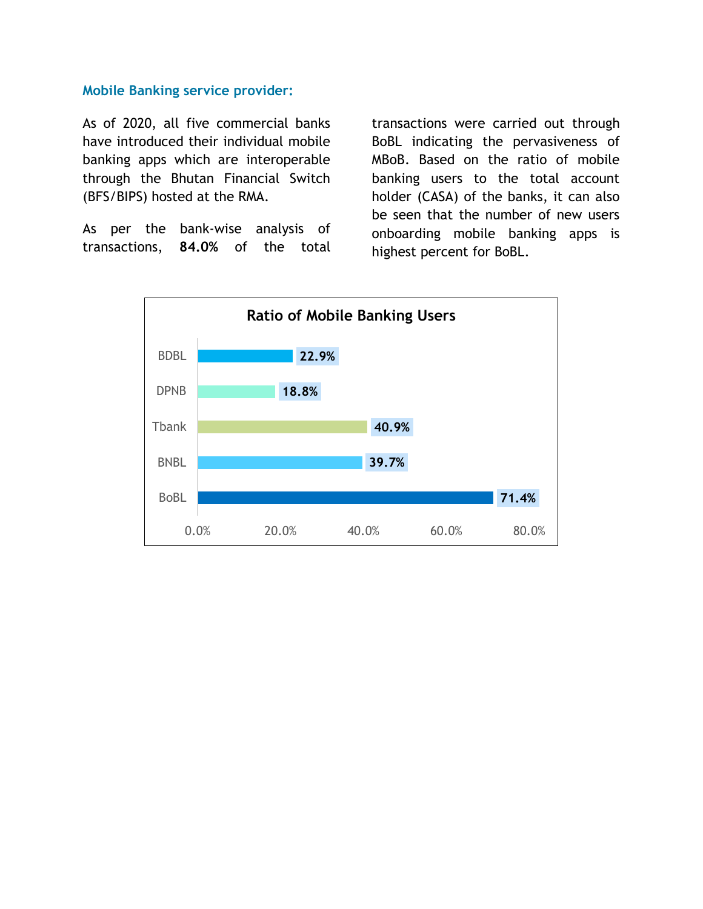### Mobile Banking service provider:

As of 2020, all five commercial banks have introduced their individual mobile banking apps which are interoperable through the Bhutan Financial Switch (BFS/BIPS) hosted at the RMA.

As per the bank-wise analysis of transactions, **84.0%** of the total transactions were carried out through BoBL indicating the pervasiveness of MBoB. Based on the ratio of mobile banking users to the total account holder (CASA) of the banks, it can also be seen that the number of new users onboarding mobile banking apps is highest percent for BoBL.

**Ratio of Mobile Banking Users**

| Bank | Ratio |
|---|---|
| BDBL | 22.9% |
| DPNB | 18.8% |
| Tbank | 40.9% |
| BNBL | 39.7% |
| BoBL | 71.4% |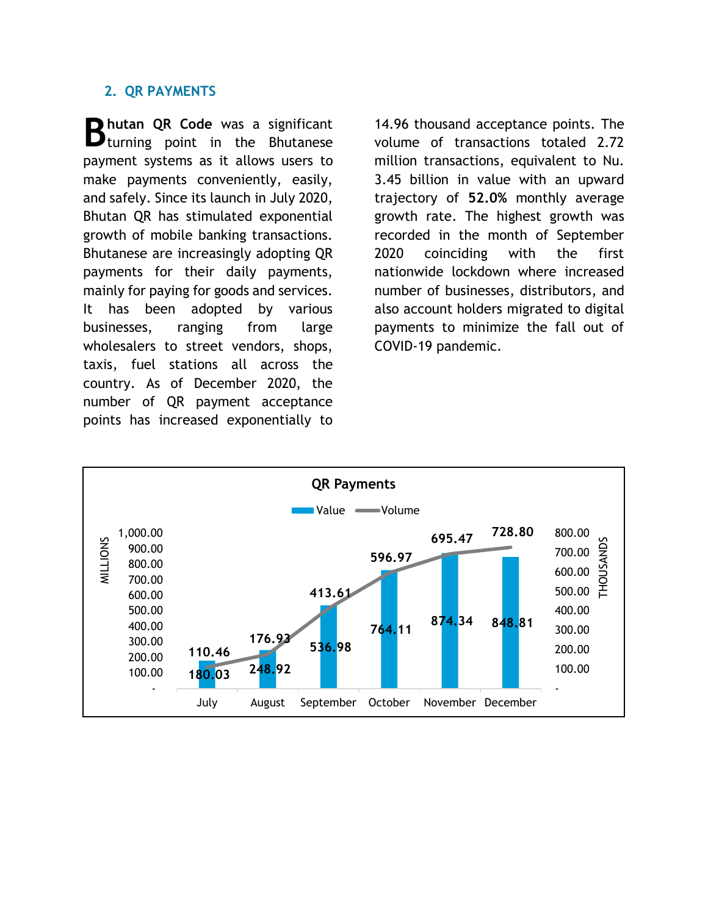## 2. QR PAYMENTS

**Bhutan QR Code** was a significant turning point in the Bhutanese payment systems as it allows users to make payments conveniently, easily, and safely. Since its launch in July 2020, Bhutan QR has stimulated exponential growth of mobile banking transactions. Bhutanese are increasingly adopting QR payments for their daily payments, mainly for paying for goods and services. It has been adopted by various businesses, ranging from large wholesalers to street vendors, shops, taxis, fuel stations all across the country. As of December 2020, the number of QR payment acceptance points has increased exponentially to 14.96 thousand acceptance points. The volume of transactions totaled 2.72 million transactions, equivalent to Nu. 3.45 billion in value with an upward trajectory of **52.0%** monthly average growth rate. The highest growth was recorded in the month of September 2020 coinciding with the first nationwide lockdown where increased number of businesses, distributors, and also account holders migrated to digital payments to minimize the fall out of COVID-19 pandemic.

**QR Payments**

| Month | Value (MILLIONS) | Volume (THOUSANDS) |
|---|---|---|
| July | 180.03 | 110.46 |
| August | 248.92 | 176.93 |
| September | 536.98 | 413.61 |
| October | 764.11 | 596.97 |
| November | 874.34 | 695.47 |
| December | 848.81 | 728.80 |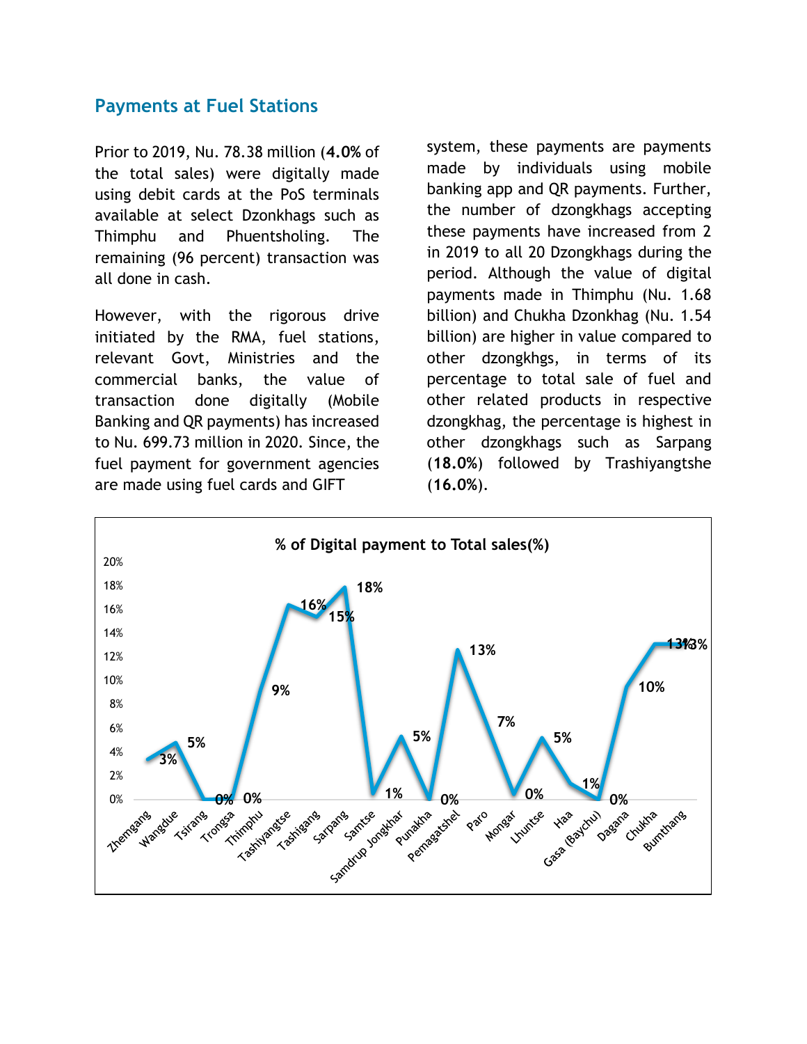## Payments at Fuel Stations

Prior to 2019, Nu. 78.38 million (**4.0%** of the total sales) were digitally made using debit cards at the PoS terminals available at select Dzonkhags such as Thimphu and Phuentsholing. The remaining (96 percent) transaction was all done in cash.

However, with the rigorous drive initiated by the RMA, fuel stations, relevant Govt, Ministries and the commercial banks, the value of transaction done digitally (Mobile Banking and QR payments) has increased to Nu. 699.73 million in 2020. Since, the fuel payment for government agencies are made using fuel cards and GIFT system, these payments are payments made by individuals using mobile banking app and QR payments. Further, the number of dzongkhags accepting these payments have increased from 2 in 2019 to all 20 Dzongkhags during the period. Although the value of digital payments made in Thimphu (Nu. 1.68 billion) and Chukha Dzonkhag (Nu. 1.54 billion) are higher in value compared to other dzongkhgs, in terms of its percentage to total sale of fuel and other related products in respective dzongkhag, the percentage is highest in other dzongkhags such as Sarpang (**18.0%**) followed by Trashiyangtshe (**16.0%**).

**% of Digital payment to Total sales(%)**

| Dzongkhag | % |
|---|---|
| Zhemgang | 3% |
| Wangdue | 5% |
| Tsirang | 0% |
| Trongsa | 0% |
| Thimphu | 9% |
| Tashiyangtse | 16% |
| Tashigang | 15% |
| Sarpang | 18% |
| Samtse | 1% |
| Samdrup Jongkhar | 5% |
| Punakha | 0% |
| Pemagatshel | 13% |
| Paro | 7% |
| Mongar | 0% |
| Lhuntse | 5% |
| Haa | 1% |
| Gasa (Baychu) | 0% |
| Dagana | 10% |
| Chukha | 13% |
| Bumthang | 13% |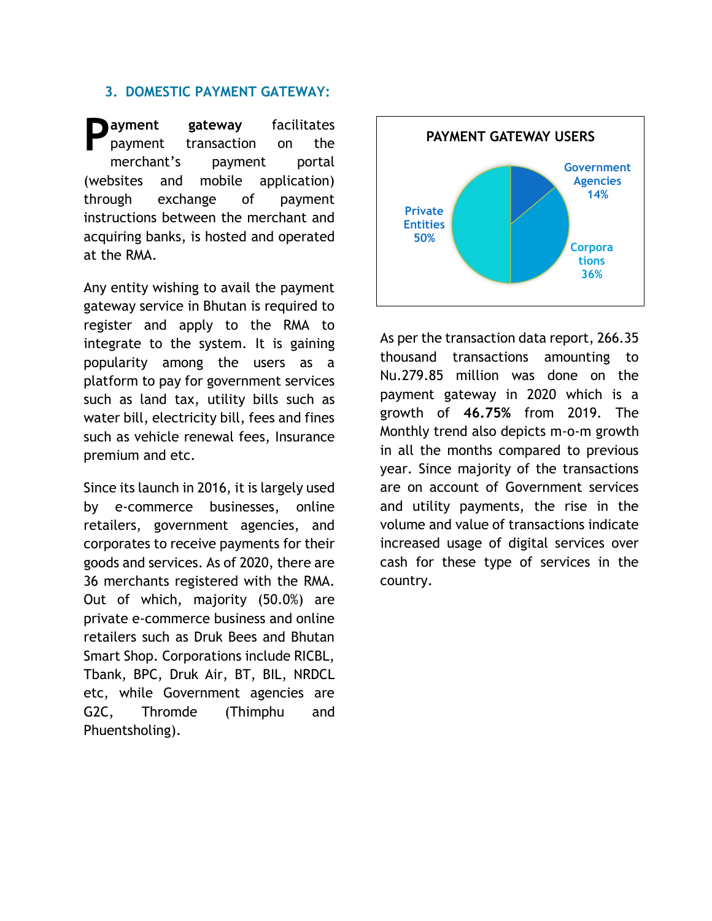### 3. DOMESTIC PAYMENT GATEWAY:

**Payment gateway** facilitates payment transaction on the merchant's payment portal (websites and mobile application) through exchange of payment instructions between the merchant and acquiring banks, is hosted and operated at the RMA.

Any entity wishing to avail the payment gateway service in Bhutan is required to register and apply to the RMA to integrate to the system. It is gaining popularity among the users as a platform to pay for government services such as land tax, utility bills such as water bill, electricity bill, fees and fines such as vehicle renewal fees, Insurance premium and etc.

Since its launch in 2016, it is largely used by e-commerce businesses, online retailers, government agencies, and corporates to receive payments for their goods and services. As of 2020, there are 36 merchants registered with the RMA. Out of which, majority (50.0%) are private e-commerce business and online retailers such as Druk Bees and Bhutan Smart Shop. Corporations include RICBL, Tbank, BPC, Druk Air, BT, BIL, NRDCL etc, while Government agencies are G2C, Thromde (Thimphu and Phuentsholing).

**PAYMENT GATEWAY USERS**

| User | Share |
|---|---|
| Government Agencies | 14% |
| Corporations | 36% |
| Private Entities | 50% |

As per the transaction data report, 266.35 thousand transactions amounting to Nu.279.85 million was done on the payment gateway in 2020 which is a growth of **46.75%** from 2019. The Monthly trend also depicts m-o-m growth in all the months compared to previous year. Since majority of the transactions are on account of Government services and utility payments, the rise in the volume and value of transactions indicate increased usage of digital services over cash for these type of services in the country.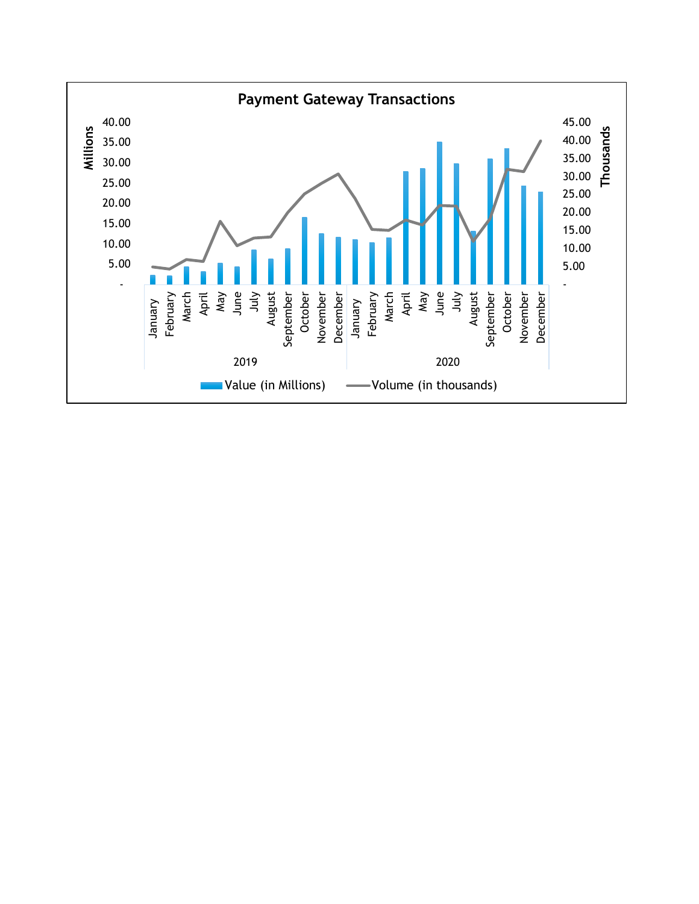**Payment Gateway Transactions**

Millions / Thousands

Value (in Millions) — Volume (in thousands)

2019: January, February, March, April, May, June, July, August, September, October, November, December

2020: January, February, March, April, May, June, July, August, September, October, November, December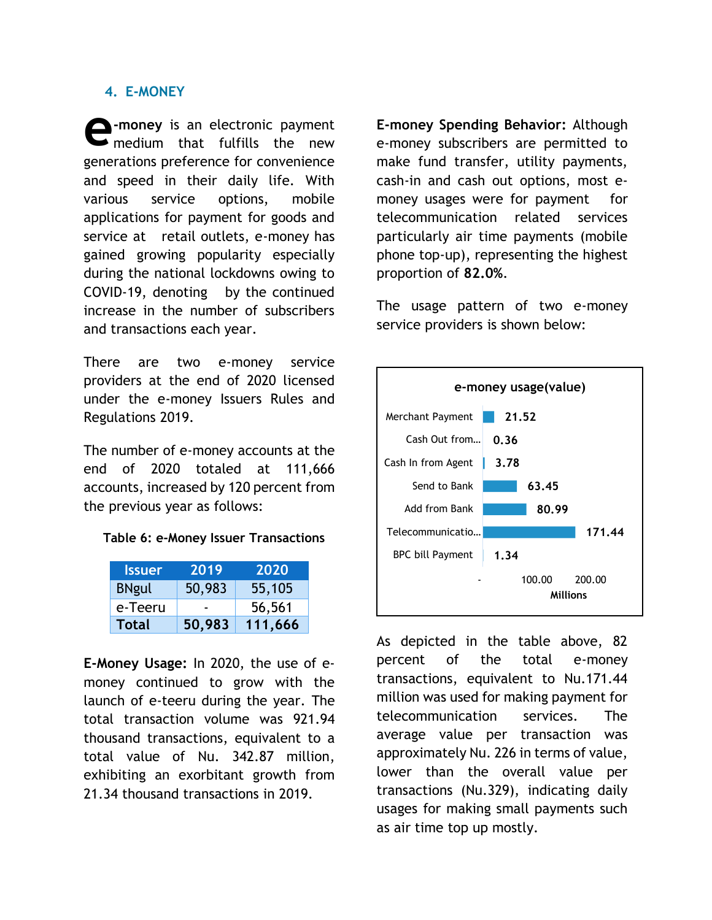## 4. E-MONEY

**e-money** is an electronic payment medium that fulfills the new generations preference for convenience and speed in their daily life. With various service options, mobile applications for payment for goods and service at retail outlets, e-money has gained growing popularity especially during the national lockdowns owing to COVID-19, denoting by the continued increase in the number of subscribers and transactions each year.

There are two e-money service providers at the end of 2020 licensed under the e-money Issuers Rules and Regulations 2019.

The number of e-money accounts at the end of 2020 totaled at 111,666 accounts, increased by 120 percent from the previous year as follows:

**Table 6: e-Money Issuer Transactions**

| Issuer | 2019 | 2020 |
|---|---|---|
| BNgul | 50,983 | 55,105 |
| e-Teeru | - | 56,561 |
| **Total** | **50,983** | **111,666** |

**E-Money Usage:** In 2020, the use of e-money continued to grow with the launch of e-teeru during the year. The total transaction volume was 921.94 thousand transactions, equivalent to a total value of Nu. 342.87 million, exhibiting an exorbitant growth from 21.34 thousand transactions in 2019.

**E-money Spending Behavior:** Although e-money subscribers are permitted to make fund transfer, utility payments, cash-in and cash out options, most e-money usages were for payment for telecommunication related services particularly air time payments (mobile phone top-up), representing the highest proportion of **82.0%**.

The usage pattern of two e-money service providers is shown below:

**e-money usage(value)**

| Category | Value (Millions) |
|---|---|
| Merchant Payment | 21.52 |
| Cash Out from... | 0.36 |
| Cash In from Agent | 3.78 |
| Send to Bank | 63.45 |
| Add from Bank | 80.99 |
| Telecommunicatio... | 171.44 |
| BPC bill Payment | 1.34 |

As depicted in the table above, 82 percent of the total e-money transactions, equivalent to Nu.171.44 million was used for making payment for telecommunication services. The average value per transaction was approximately Nu. 226 in terms of value, lower than the overall value per transactions (Nu.329), indicating daily usages for making small payments such as air time top up mostly.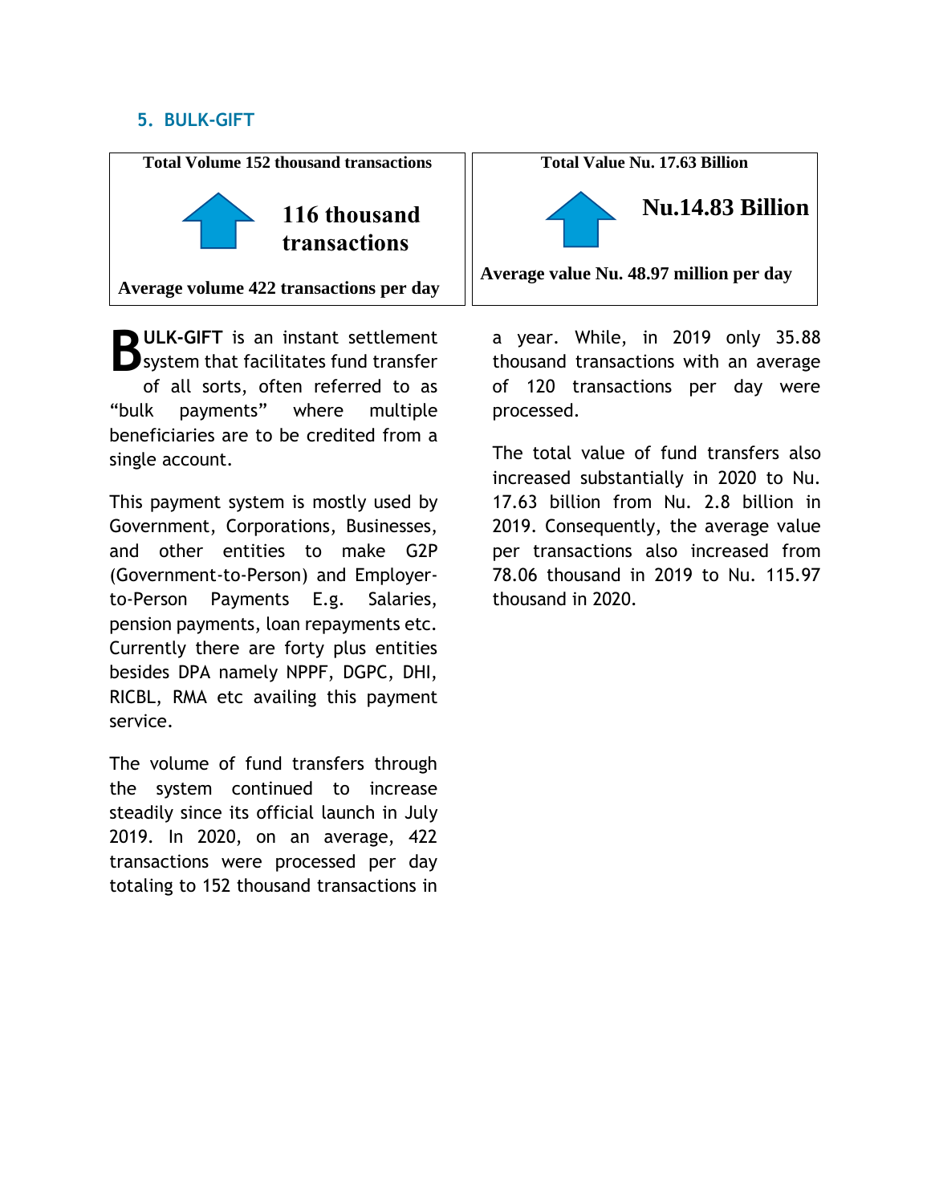## 5. BULK-GIFT

| Total Volume 152 thousand transactions | Total Value Nu. 17.63 Billion |
|---|---|
| 116 thousand transactions | Nu.14.83 Billion |
| Average volume 422 transactions per day | Average value Nu. 48.97 million per day |

**BULK-GIFT** is an instant settlement system that facilitates fund transfer of all sorts, often referred to as "bulk payments" where multiple beneficiaries are to be credited from a single account.

This payment system is mostly used by Government, Corporations, Businesses, and other entities to make G2P (Government-to-Person) and Employer-to-Person Payments E.g. Salaries, pension payments, loan repayments etc. Currently there are forty plus entities besides DPA namely NPPF, DGPC, DHI, RICBL, RMA etc availing this payment service.

The volume of fund transfers through the system continued to increase steadily since its official launch in July 2019. In 2020, on an average, 422 transactions were processed per day totaling to 152 thousand transactions in a year. While, in 2019 only 35.88 thousand transactions with an average of 120 transactions per day were processed.

The total value of fund transfers also increased substantially in 2020 to Nu. 17.63 billion from Nu. 2.8 billion in 2019. Consequently, the average value per transactions also increased from 78.06 thousand in 2019 to Nu. 115.97 thousand in 2020.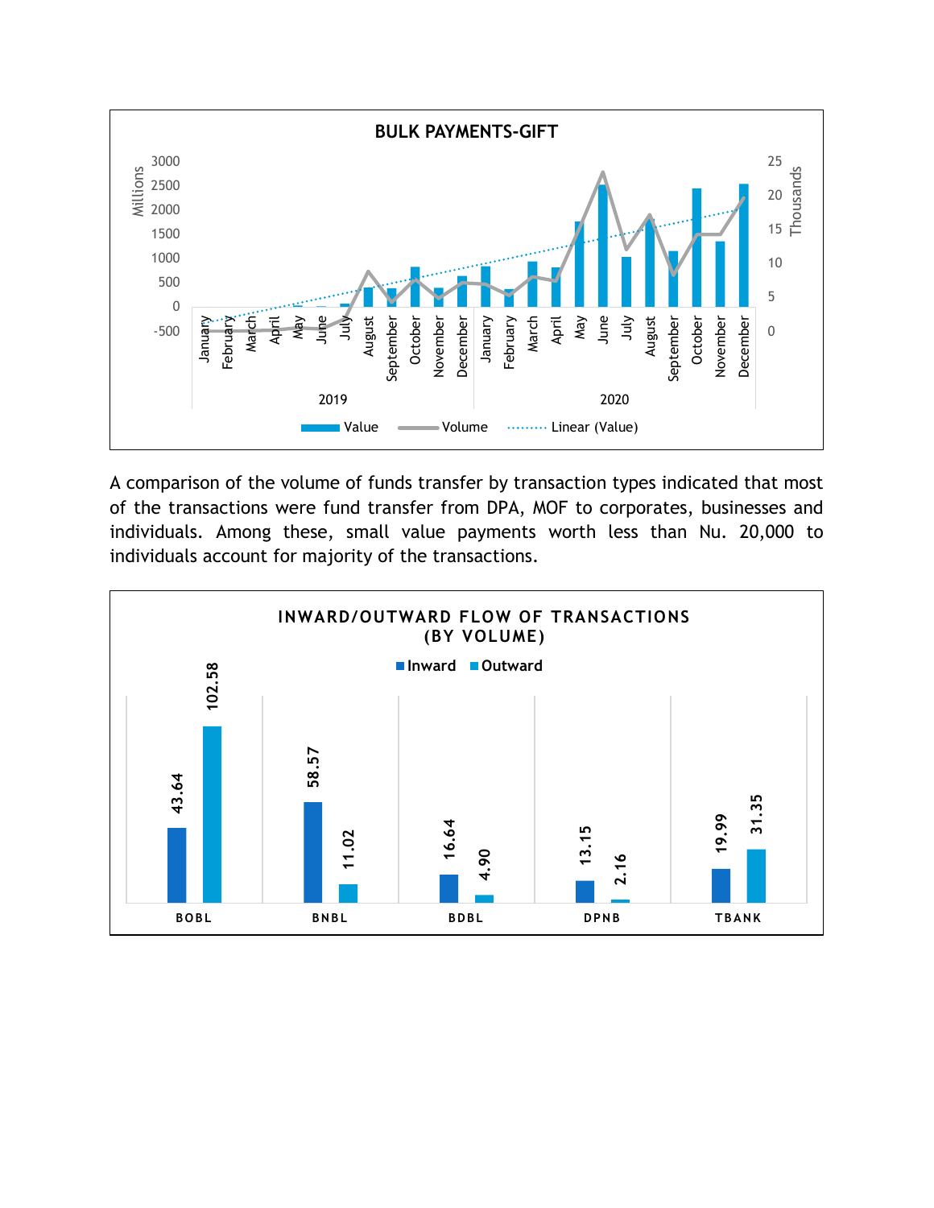**BULK PAYMENTS-GIFT**

A comparison of the volume of funds transfer by transaction types indicated that most of the transactions were fund transfer from DPA, MOF to corporates, businesses and individuals. Among these, small value payments worth less than Nu. 20,000 to individuals account for majority of the transactions.

**INWARD/OUTWARD FLOW OF TRANSACTIONS (BY VOLUME)**

| Bank | Inward | Outward |
|---|---|---|
| BOBL | 43.64 | 102.58 |
| BNBL | 58.57 | 11.02 |
| BDBL | 16.64 | 4.90 |
| DPNB | 13.15 | 2.16 |
| TBANK | 19.99 | 31.35 |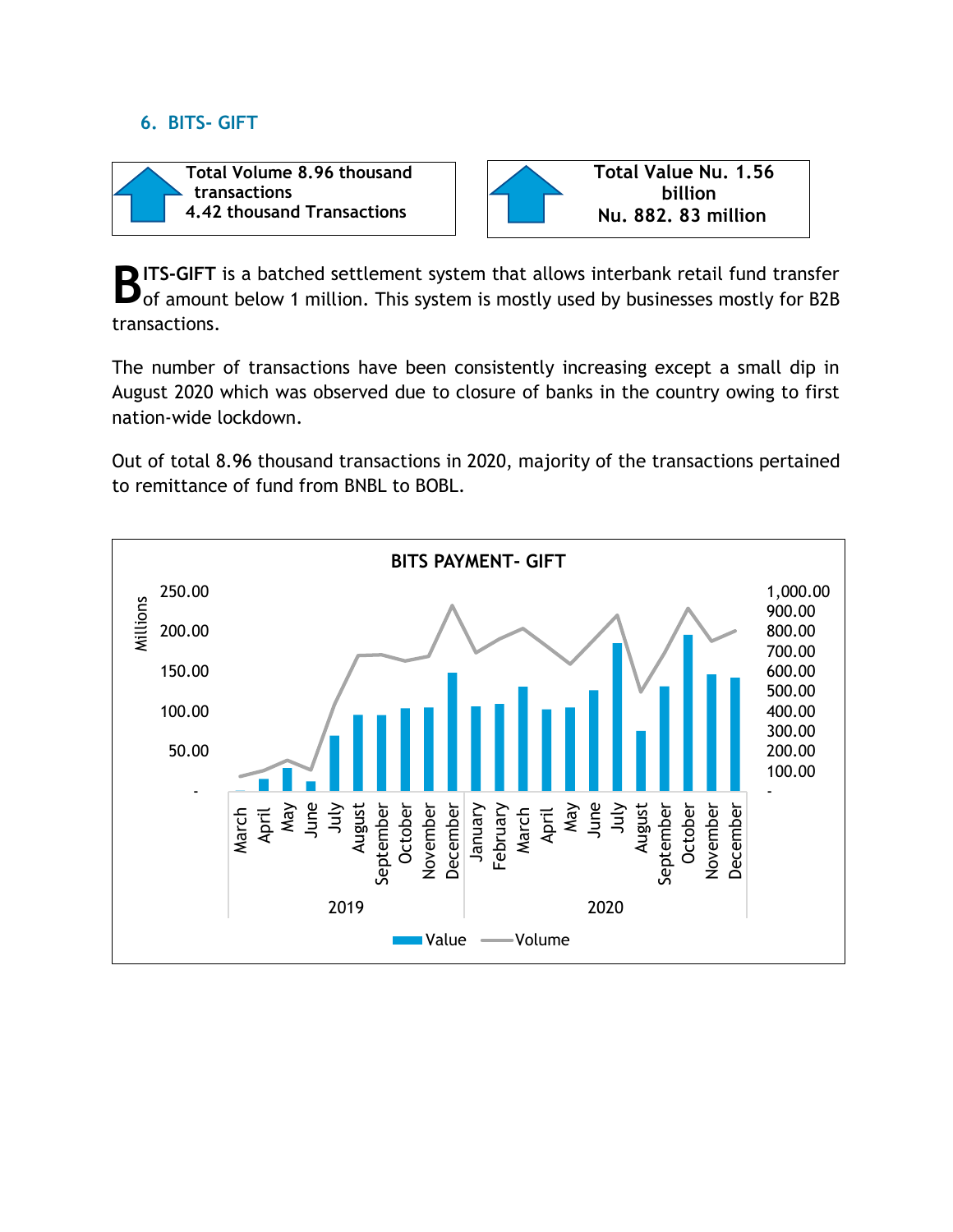## 6. BITS- GIFT

Total Volume 8.96 thousand transactions
4.42 thousand Transactions

Total Value Nu. 1.56 billion
Nu. 882. 83 million

**BITS-GIFT** is a batched settlement system that allows interbank retail fund transfer of amount below 1 million. This system is mostly used by businesses mostly for B2B transactions.

The number of transactions have been consistently increasing except a small dip in August 2020 which was observed due to closure of banks in the country owing to first nation-wide lockdown.

Out of total 8.96 thousand transactions in 2020, majority of the transactions pertained to remittance of fund from BNBL to BOBL.

**BITS PAYMENT- GIFT**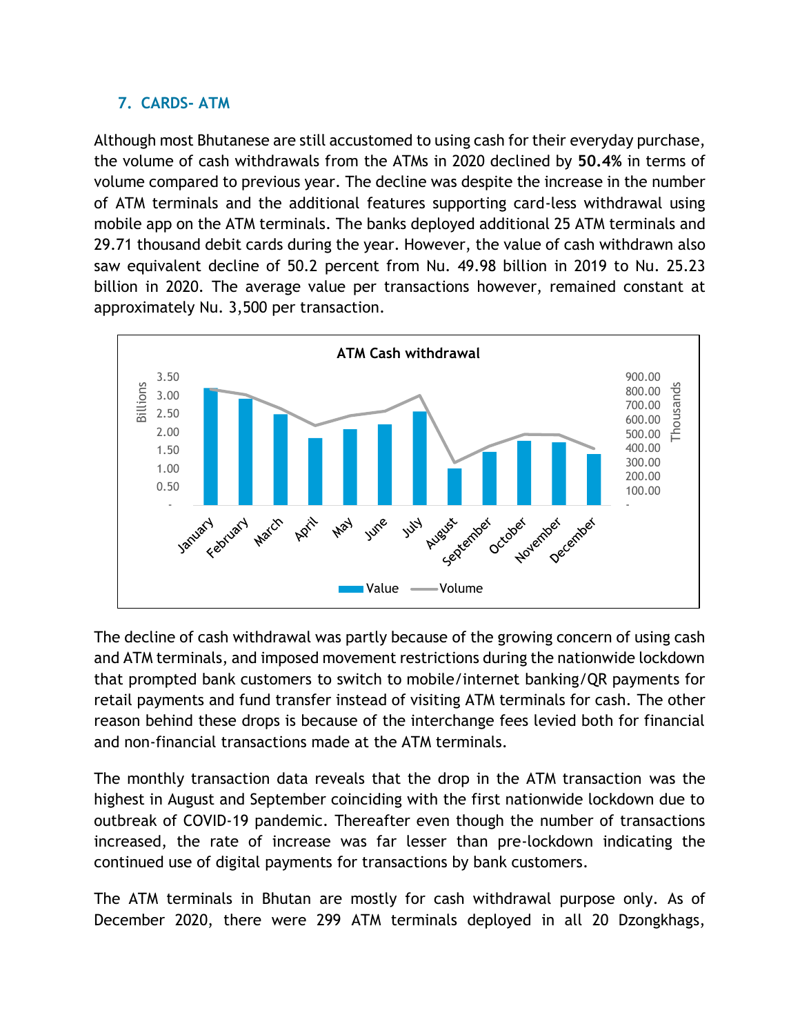## 7. CARDS- ATM

Although most Bhutanese are still accustomed to using cash for their everyday purchase, the volume of cash withdrawals from the ATMs in 2020 declined by **50.4%** in terms of volume compared to previous year. The decline was despite the increase in the number of ATM terminals and the additional features supporting card-less withdrawal using mobile app on the ATM terminals. The banks deployed additional 25 ATM terminals and 29.71 thousand debit cards during the year. However, the value of cash withdrawn also saw equivalent decline of 50.2 percent from Nu. 49.98 billion in 2019 to Nu. 25.23 billion in 2020. The average value per transactions however, remained constant at approximately Nu. 3,500 per transaction.

The decline of cash withdrawal was partly because of the growing concern of using cash and ATM terminals, and imposed movement restrictions during the nationwide lockdown that prompted bank customers to switch to mobile/internet banking/QR payments for retail payments and fund transfer instead of visiting ATM terminals for cash. The other reason behind these drops is because of the interchange fees levied both for financial and non-financial transactions made at the ATM terminals.

The monthly transaction data reveals that the drop in the ATM transaction was the highest in August and September coinciding with the first nationwide lockdown due to outbreak of COVID-19 pandemic. Thereafter even though the number of transactions increased, the rate of increase was far lesser than pre-lockdown indicating the continued use of digital payments for transactions by bank customers.

The ATM terminals in Bhutan are mostly for cash withdrawal purpose only. As of December 2020, there were 299 ATM terminals deployed in all 20 Dzongkhags,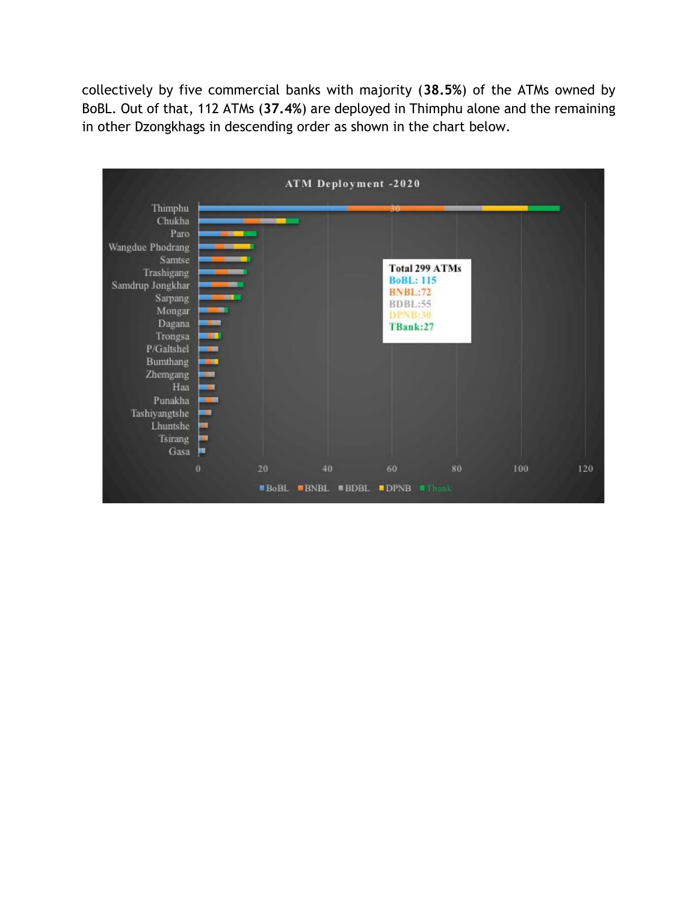collectively by five commercial banks with majority (**38.5%**) of the ATMs owned by BoBL. Out of that, 112 ATMs (**37.4%**) are deployed in Thimphu alone and the remaining in other Dzongkhags in descending order as shown in the chart below.

**ATM Deployment -2020**

Total 299 ATMs
BoBL: 115
BNBL:72
BDBL:55
DPNB:30
TBank:27

Dzongkhags (in descending order): Thimphu, Chukha, Paro, Wangdue Phodrang, Samtse, Trashigang, Samdrup Jongkhar, Sarpang, Mongar, Dagana, Trongsa, P/Galtshel, Bumthang, Zhemgang, Haa, Punakha, Tashiyangtshe, Lhuntshe, Tsirang, Gasa

Legend: BoBL, BNBL, BDBL, DPNB, Tbank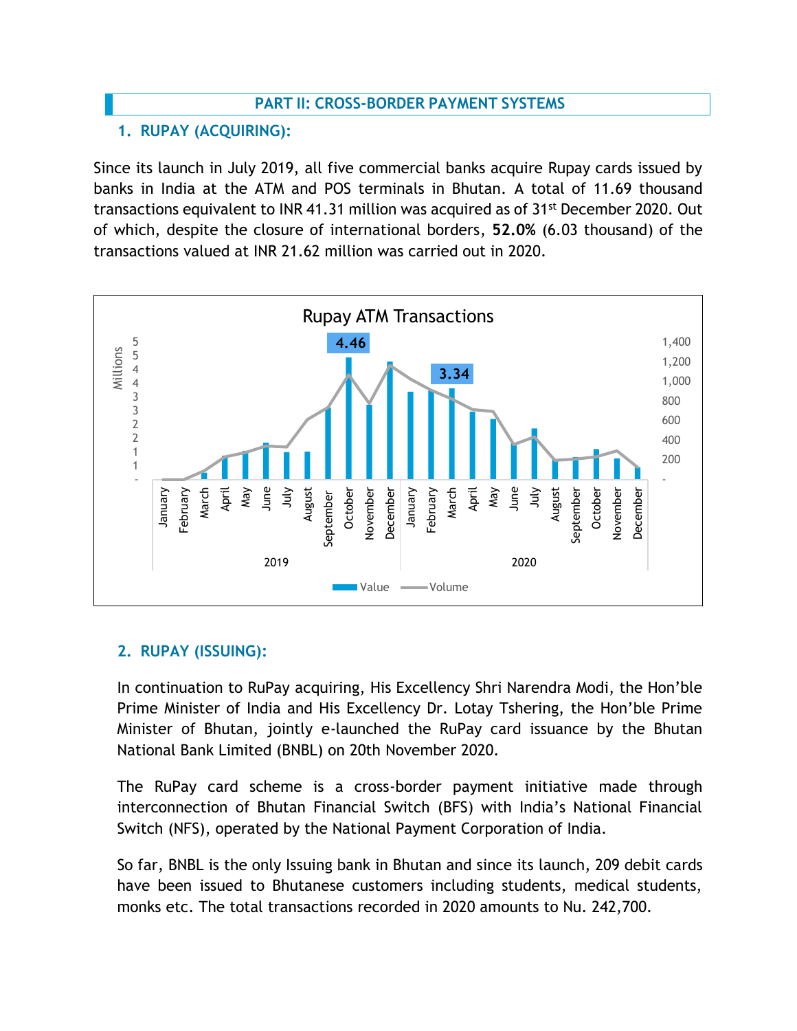## PART II: CROSS-BORDER PAYMENT SYSTEMS

### 1. RUPAY (ACQUIRING):

Since its launch in July 2019, all five commercial banks acquire Rupay cards issued by banks in India at the ATM and POS terminals in Bhutan. A total of 11.69 thousand transactions equivalent to INR 41.31 million was acquired as of 31[st] December 2020. Out of which, despite the closure of international borders, **52.0%** (6.03 thousand) of the transactions valued at INR 21.62 million was carried out in 2020.

Rupay ATM Transactions

Millions

5
5
4
4
3
3
2
2
1
1
-

1,400
1,200
1,000
800
600
400
200
-

4.46

3.34

January February March April May June July August September October November December

2019

January February March April May June July August September October November December

2020

Value
Volume

### 2. RUPAY (ISSUING):

In continuation to RuPay acquiring, His Excellency Shri Narendra Modi, the Hon'ble Prime Minister of India and His Excellency Dr. Lotay Tshering, the Hon'ble Prime Minister of Bhutan, jointly e-launched the RuPay card issuance by the Bhutan National Bank Limited (BNBL) on 20th November 2020.

The RuPay card scheme is a cross-border payment initiative made through interconnection of Bhutan Financial Switch (BFS) with India's National Financial Switch (NFS), operated by the National Payment Corporation of India.

So far, BNBL is the only Issuing bank in Bhutan and since its launch, 209 debit cards have been issued to Bhutanese customers including students, medical students, monks etc. The total transactions recorded in 2020 amounts to Nu. 242,700.